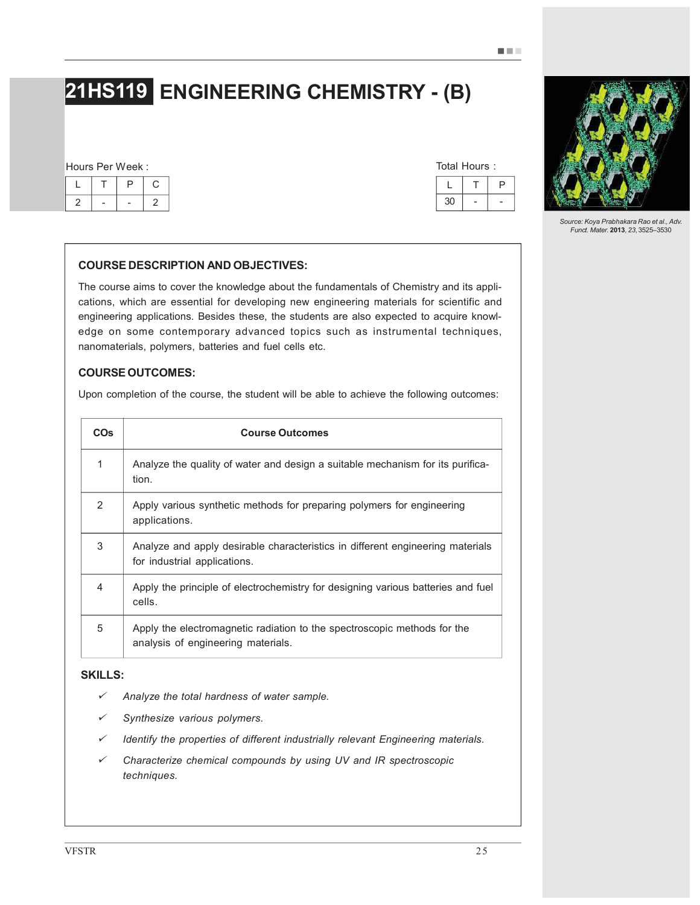# 21HS119 ENGINEERING CHEMISTRY - (B)

Hours Per Week :

| L | T | P | C |
|---|---|---|---|
| 2 | - | - | 2 |

Total Hours :

| L | T | P |
|---|---|---|
| 30 | - | - |

*Source: Koya Prabhakara Rao et al., Adv. Funct. Mater.* **2013**, *23*, 3525–3530

## COURSE DESCRIPTION AND OBJECTIVES:

The course aims to cover the knowledge about the fundamentals of Chemistry and its applications, which are essential for developing new engineering materials for scientific and engineering applications. Besides these, the students are also expected to acquire knowledge on some contemporary advanced topics such as instrumental techniques, nanomaterials, polymers, batteries and fuel cells etc.

## COURSE OUTCOMES:

Upon completion of the course, the student will be able to achieve the following outcomes:

| COs | Course Outcomes |
|---|---|
| 1 | Analyze the quality of water and design a suitable mechanism for its purification. |
| 2 | Apply various synthetic methods for preparing polymers for engineering applications. |
| 3 | Analyze and apply desirable characteristics in different engineering materials for industrial applications. |
| 4 | Apply the principle of electrochemistry for designing various batteries and fuel cells. |
| 5 | Apply the electromagnetic radiation to the spectroscopic methods for the analysis of engineering materials. |

## SKILLS:

- ✓ *Analyze the total hardness of water sample.*
- ✓ *Synthesize various polymers.*
- ✓ *Identify the properties of different industrially relevant Engineering materials.*
- ✓ *Characterize chemical compounds by using UV and IR spectroscopic techniques.*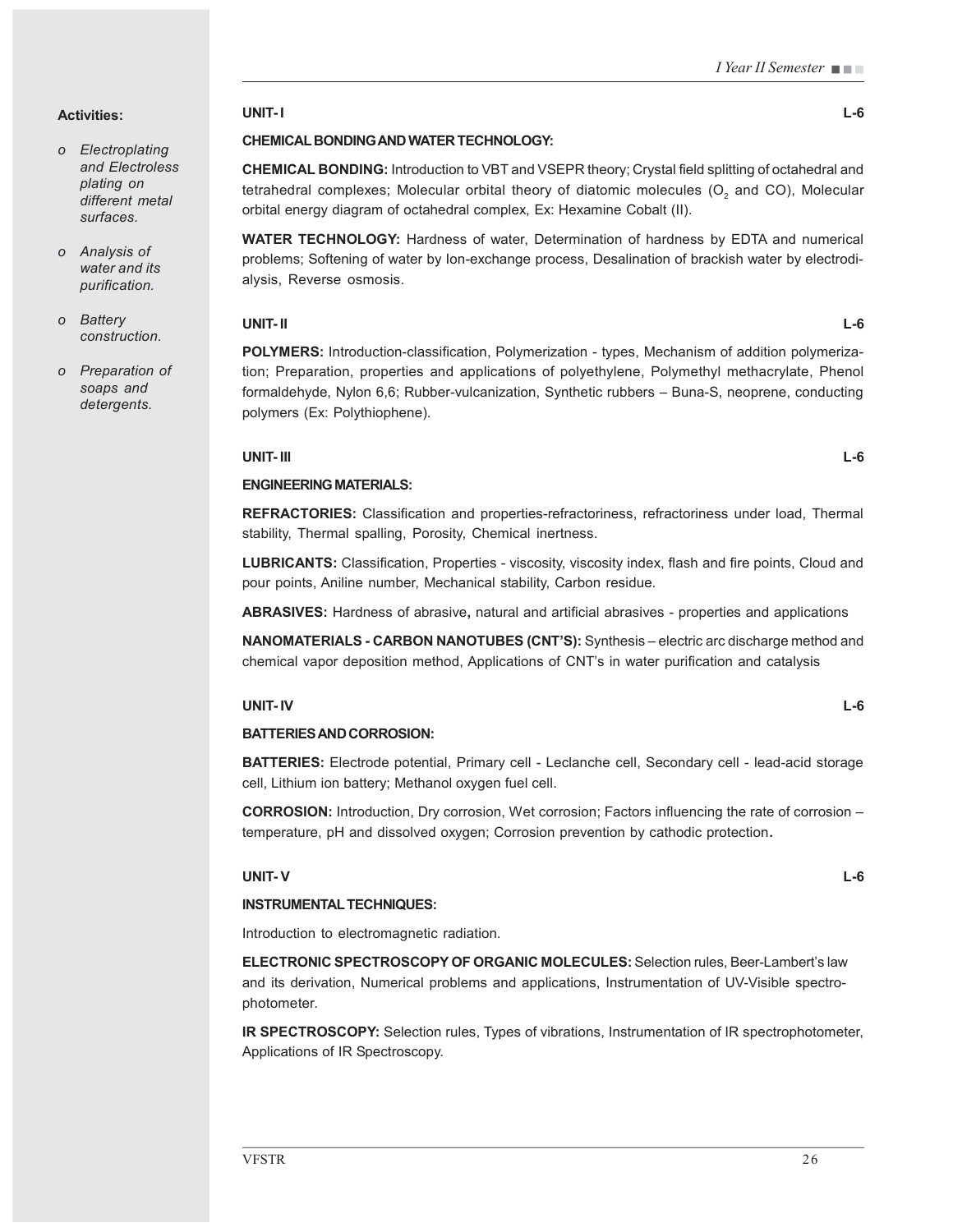**Activities:**

- *Electroplating and Electroless plating on different metal surfaces.*
- *Analysis of water and its purification.*
- *Battery construction.*
- *Preparation of soaps and detergents.*

**UNIT- I** **L-6**

**CHEMICAL BONDING AND WATER TECHNOLOGY:**

**CHEMICAL BONDING:** Introduction to VBT and VSEPR theory; Crystal field splitting of octahedral and tetrahedral complexes; Molecular orbital theory of diatomic molecules ($O_2$ and CO), Molecular orbital energy diagram of octahedral complex, Ex: Hexamine Cobalt (II).

**WATER TECHNOLOGY:** Hardness of water, Determination of hardness by EDTA and numerical problems; Softening of water by Ion-exchange process, Desalination of brackish water by electrodialysis, Reverse osmosis.

**UNIT- II** **L-6**

**POLYMERS:** Introduction-classification, Polymerization - types, Mechanism of addition polymerization; Preparation, properties and applications of polyethylene, Polymethyl methacrylate, Phenol formaldehyde, Nylon 6,6; Rubber-vulcanization, Synthetic rubbers – Buna-S, neoprene, conducting polymers (Ex: Polythiophene).

**UNIT- III** **L-6**

**ENGINEERING MATERIALS:**

**REFRACTORIES:** Classification and properties-refractoriness, refractoriness under load, Thermal stability, Thermal spalling, Porosity, Chemical inertness.

**LUBRICANTS:** Classification, Properties - viscosity, viscosity index, flash and fire points, Cloud and pour points, Aniline number, Mechanical stability, Carbon residue.

**ABRASIVES:** Hardness of abrasive**,** natural and artificial abrasives - properties and applications

**NANOMATERIALS - CARBON NANOTUBES (CNT'S):** Synthesis – electric arc discharge method and chemical vapor deposition method, Applications of CNT's in water purification and catalysis

**UNIT- IV** **L-6**

**BATTERIES AND CORROSION:**

**BATTERIES:** Electrode potential, Primary cell - Leclanche cell, Secondary cell - lead-acid storage cell, Lithium ion battery; Methanol oxygen fuel cell.

**CORROSION:** Introduction, Dry corrosion, Wet corrosion; Factors influencing the rate of corrosion – temperature, pH and dissolved oxygen; Corrosion prevention by cathodic protection**.**

**UNIT- V** **L-6**

**INSTRUMENTAL TECHNIQUES:**

Introduction to electromagnetic radiation.

**ELECTRONIC SPECTROSCOPY OF ORGANIC MOLECULES:** Selection rules, Beer-Lambert's law and its derivation, Numerical problems and applications, Instrumentation of UV-Visible spectrophotometer.

**IR SPECTROSCOPY:** Selection rules, Types of vibrations, Instrumentation of IR spectrophotometer, Applications of IR Spectroscopy.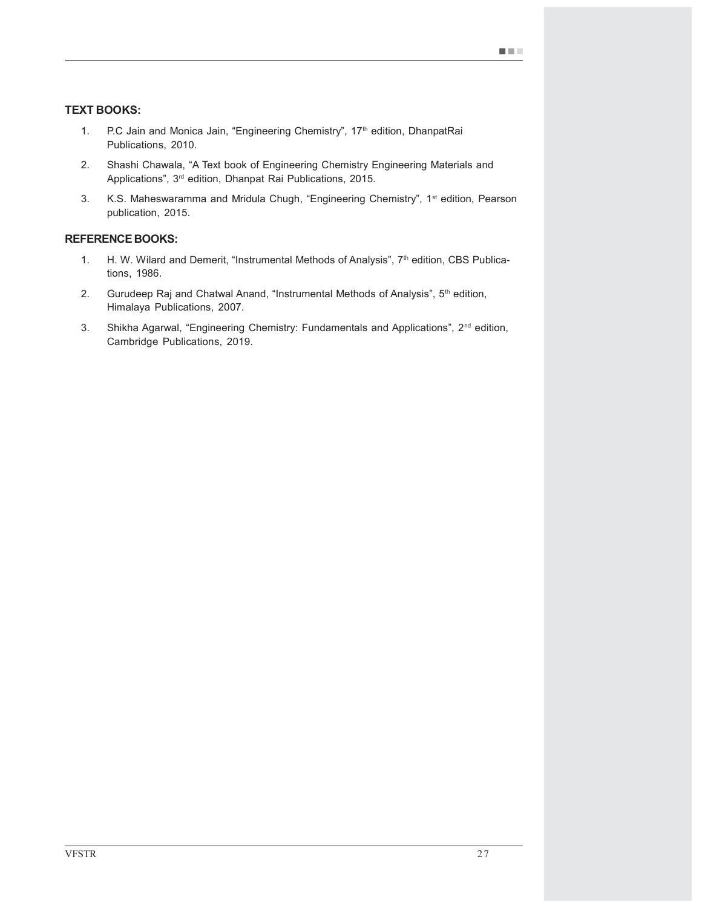## TEXT BOOKS:

1. P.C Jain and Monica Jain, "Engineering Chemistry", 17th edition, DhanpatRai Publications, 2010.
2. Shashi Chawala, "A Text book of Engineering Chemistry Engineering Materials and Applications", 3rd edition, Dhanpat Rai Publications, 2015.
3. K.S. Maheswaramma and Mridula Chugh, "Engineering Chemistry", 1st edition, Pearson publication, 2015.

## REFERENCE BOOKS:

1. H. W. Wilard and Demerit, "Instrumental Methods of Analysis", 7th edition, CBS Publications, 1986.
2. Gurudeep Raj and Chatwal Anand, "Instrumental Methods of Analysis", 5th edition, Himalaya Publications, 2007.
3. Shikha Agarwal, "Engineering Chemistry: Fundamentals and Applications", 2nd edition, Cambridge Publications, 2019.